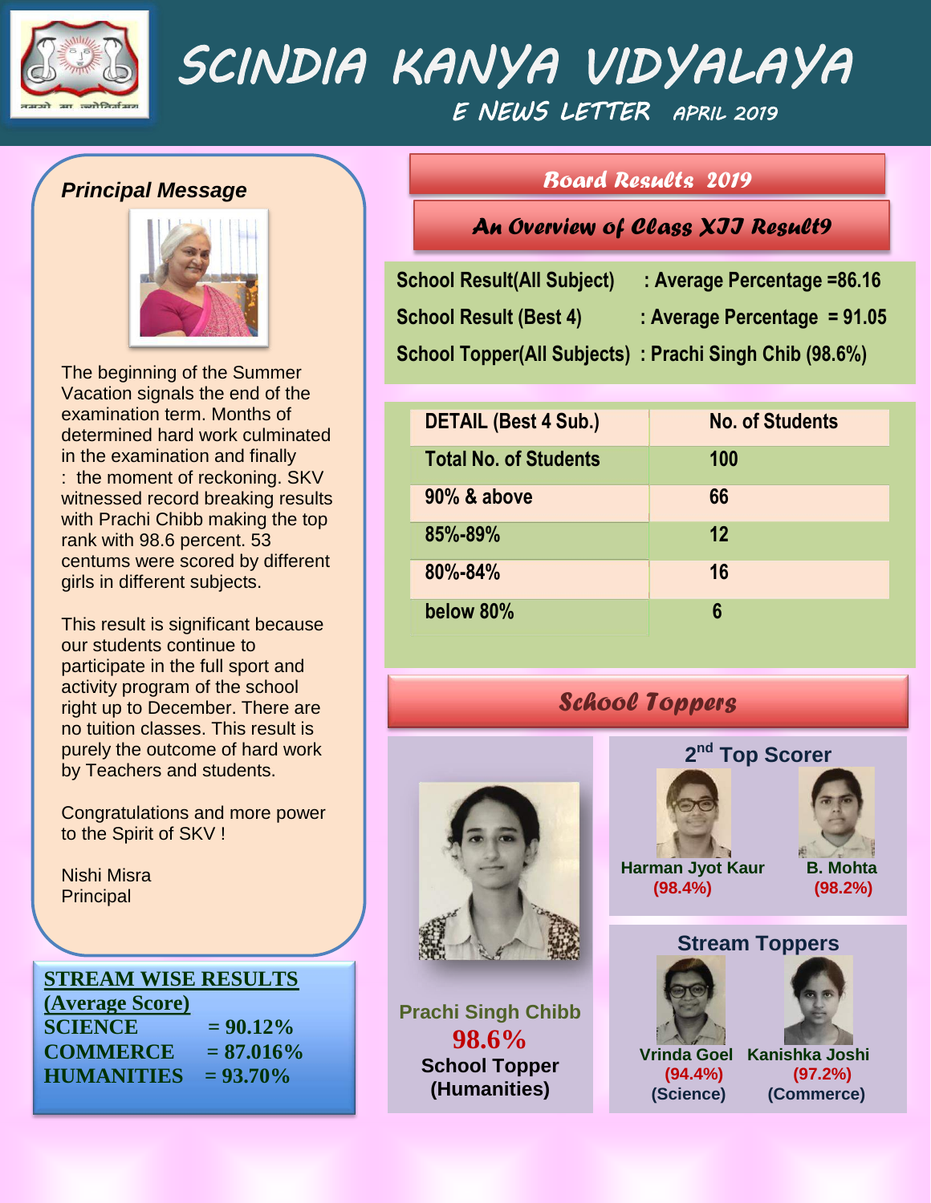# SCINDIA KANYA VIDYALAYA

E NEWS LETTER APRIL 2019

## Principal Message

The beginning of the Summer Vacation signals the end of the examination term. Months of determined hard work culminated in the examination and finally : the moment of reckoning. SKV witnessed record breaking results with Prachi Chibb making the top rank with 98.6 percent. 53 centums were scored by different girls in different subjects.

This result is significant because our students continue to participate in the full sport and activity program of the school right up to December. There are no tuition classes. This result is purely the outcome of hard work by Teachers and students.

Congratulations and more power to the Spirit of SKV !

Nishi Misra
Principal

**STREAM WISE RESULTS (Average Score)**

SCIENCE = 90.12%
COMMERCE = 87.016%
HUMANITIES = 93.70%

## Board Results 2019

### An Overview of Class XII Result9

School Result(All Subject) : Average Percentage =86.16
School Result (Best 4) : Average Percentage = 91.05
School Topper(All Subjects) : Prachi Singh Chib (98.6%)

| DETAIL (Best 4 Sub.) | No. of Students |
|---|---|
| Total No. of Students | 100 |
| 90% & above | 66 |
| 85%-89% | 12 |
| 80%-84% | 16 |
| below 80% | 6 |

## School Toppers

Prachi Singh Chibb
**98.6%**
School Topper (Humanities)

**2nd Top Scorer**

Harman Jyot Kaur (98.4%)
B. Mohta (98.2%)

**Stream Toppers**

Vrinda Goel (94.4%) (Science)
Kanishka Joshi (97.2%) (Commerce)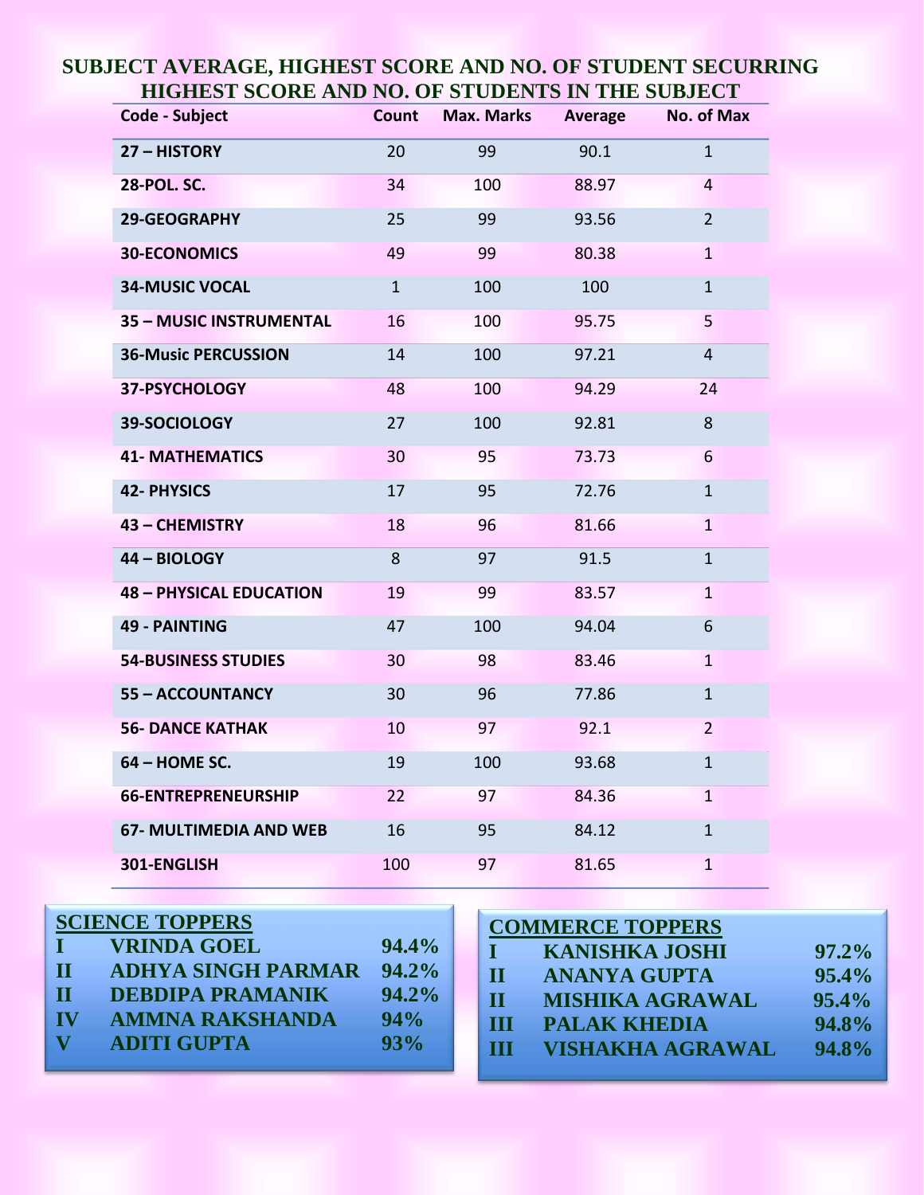## SUBJECT AVERAGE, HIGHEST SCORE AND NO. OF STUDENT SECURRING HIGHEST SCORE AND NO. OF STUDENTS IN THE SUBJECT

| Code - Subject | Count | Max. Marks | Average | No. of Max |
|---|---|---|---|---|
| 27 – HISTORY | 20 | 99 | 90.1 | 1 |
| 28-POL. SC. | 34 | 100 | 88.97 | 4 |
| 29-GEOGRAPHY | 25 | 99 | 93.56 | 2 |
| 30-ECONOMICS | 49 | 99 | 80.38 | 1 |
| 34-MUSIC VOCAL | 1 | 100 | 100 | 1 |
| 35 – MUSIC INSTRUMENTAL | 16 | 100 | 95.75 | 5 |
| 36-Music PERCUSSION | 14 | 100 | 97.21 | 4 |
| 37-PSYCHOLOGY | 48 | 100 | 94.29 | 24 |
| 39-SOCIOLOGY | 27 | 100 | 92.81 | 8 |
| 41- MATHEMATICS | 30 | 95 | 73.73 | 6 |
| 42- PHYSICS | 17 | 95 | 72.76 | 1 |
| 43 – CHEMISTRY | 18 | 96 | 81.66 | 1 |
| 44 – BIOLOGY | 8 | 97 | 91.5 | 1 |
| 48 – PHYSICAL EDUCATION | 19 | 99 | 83.57 | 1 |
| 49 - PAINTING | 47 | 100 | 94.04 | 6 |
| 54-BUSINESS STUDIES | 30 | 98 | 83.46 | 1 |
| 55 – ACCOUNTANCY | 30 | 96 | 77.86 | 1 |
| 56- DANCE KATHAK | 10 | 97 | 92.1 | 2 |
| 64 – HOME SC. | 19 | 100 | 93.68 | 1 |
| 66-ENTREPRENEURSHIP | 22 | 97 | 84.36 | 1 |
| 67- MULTIMEDIA AND WEB | 16 | 95 | 84.12 | 1 |
| 301-ENGLISH | 100 | 97 | 81.65 | 1 |

### SCIENCE TOPPERS

| | | |
|---|---|---|
| I | VRINDA GOEL | 94.4% |
| II | ADHYA SINGH PARMAR | 94.2% |
| II | DEBDIPA PRAMANIK | 94.2% |
| IV | AMMNA RAKSHANDA | 94% |
| V | ADITI GUPTA | 93% |

### COMMERCE TOPPERS

| | | |
|---|---|---|
| I | KANISHKA JOSHI | 97.2% |
| II | ANANYA GUPTA | 95.4% |
| II | MISHIKA AGRAWAL | 95.4% |
| III | PALAK KHEDIA | 94.8% |
| III | VISHAKHA AGRAWAL | 94.8% |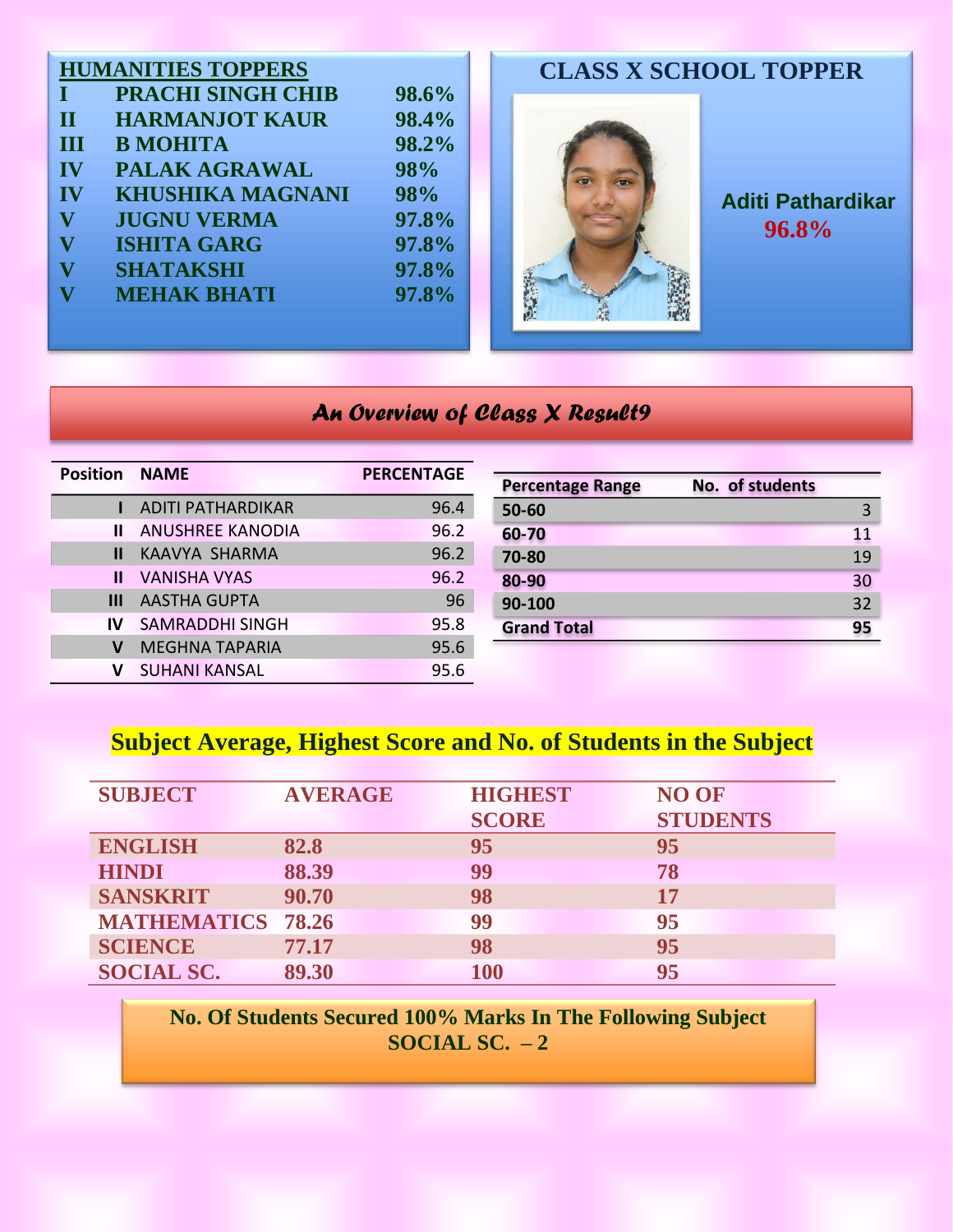## HUMANITIES TOPPERS

| | | |
|---|---|---|
| I | PRACHI SINGH CHIB | 98.6% |
| II | HARMANJOT KAUR | 98.4% |
| III | B MOHITA | 98.2% |
| IV | PALAK AGRAWAL | 98% |
| IV | KHUSHIKA MAGNANI | 98% |
| V | JUGNU VERMA | 97.8% |
| V | ISHITA GARG | 97.8% |
| V | SHATAKSHI | 97.8% |
| V | MEHAK BHATI | 97.8% |

## CLASS X SCHOOL TOPPER

**Aditi Pathardikar**
**96.8%**

## *An Overview of Class X Result9*

| Position | NAME | PERCENTAGE |
|---|---|---|
| I | ADITI PATHARDIKAR | 96.4 |
| II | ANUSHREE KANODIA | 96.2 |
| II | KAAVYA SHARMA | 96.2 |
| II | VANISHA VYAS | 96.2 |
| III | AASTHA GUPTA | 96 |
| IV | SAMRADDHI SINGH | 95.8 |
| V | MEGHNA TAPARIA | 95.6 |
| V | SUHANI KANSAL | 95.6 |

| Percentage Range | No. of students |
|---|---|
| 50-60 | 3 |
| 60-70 | 11 |
| 70-80 | 19 |
| 80-90 | 30 |
| 90-100 | 32 |
| **Grand Total** | **95** |

## Subject Average, Highest Score and No. of Students in the Subject

| SUBJECT | AVERAGE | HIGHEST SCORE | NO OF STUDENTS |
|---|---|---|---|
| ENGLISH | 82.8 | 95 | 95 |
| HINDI | 88.39 | 99 | 78 |
| SANSKRIT | 90.70 | 98 | 17 |
| MATHEMATICS | 78.26 | 99 | 95 |
| SCIENCE | 77.17 | 98 | 95 |
| SOCIAL SC. | 89.30 | 100 | 95 |

**No. Of Students Secured 100% Marks In The Following Subject**
**SOCIAL SC. – 2**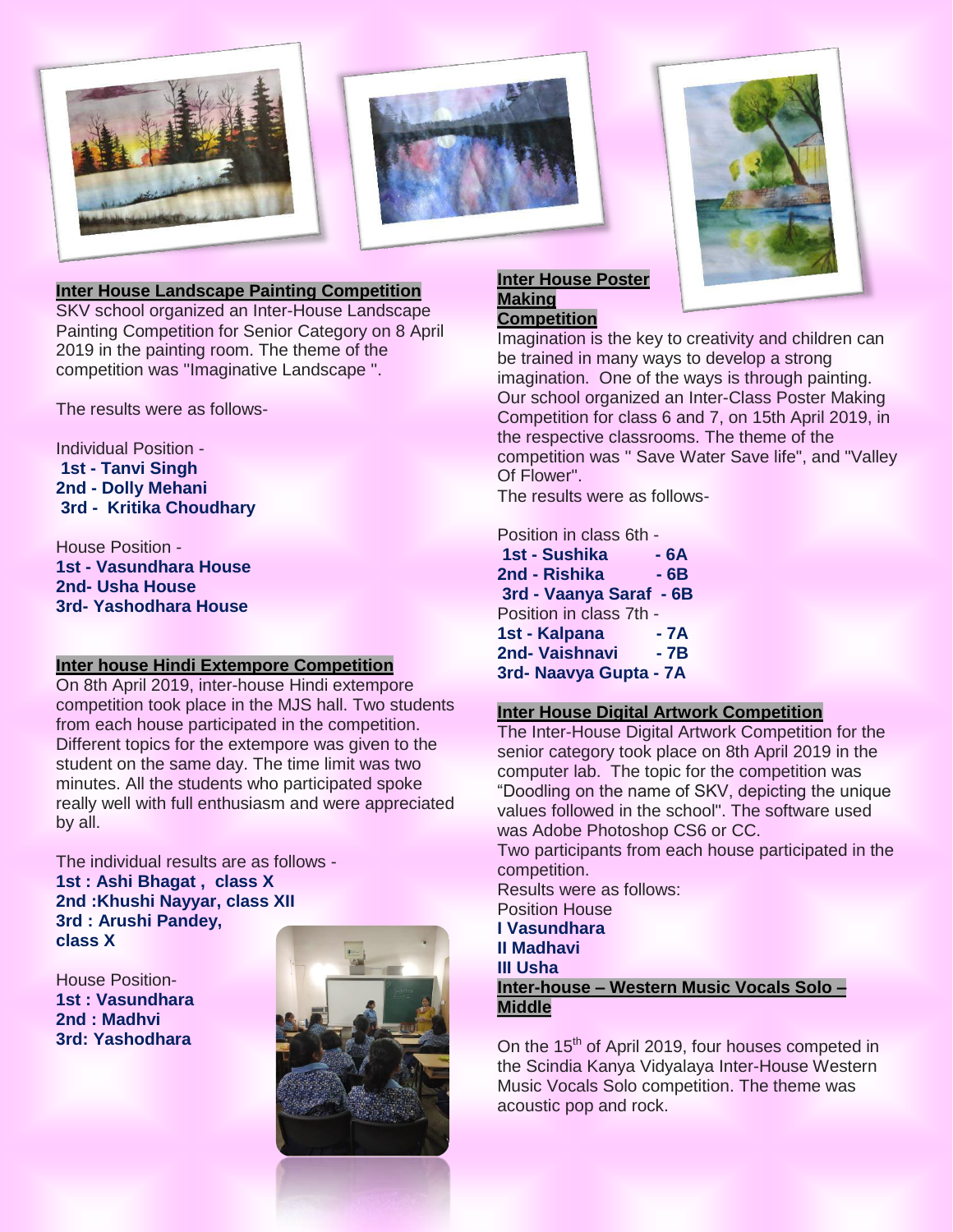## Inter House Landscape Painting Competition

SKV school organized an Inter-House Landscape Painting Competition for Senior Category on 8 April 2019 in the painting room. The theme of the competition was "Imaginative Landscape ".

The results were as follows-

Individual Position -
**1st - Tanvi Singh**
**2nd - Dolly Mehani**
**3rd - Kritika Choudhary**

House Position -
**1st - Vasundhara House**
**2nd- Usha House**
**3rd- Yashodhara House**

## Inter house Hindi Extempore Competition

On 8th April 2019, inter-house Hindi extempore competition took place in the MJS hall. Two students from each house participated in the competition. Different topics for the extempore was given to the student on the same day. The time limit was two minutes. All the students who participated spoke really well with full enthusiasm and were appreciated by all.

The individual results are as follows -
**1st : Ashi Bhagat , class X**
**2nd :Khushi Nayyar, class XII**
**3rd : Arushi Pandey, class X**

House Position-
**1st : Vasundhara**
**2nd : Madhvi**
**3rd: Yashodhara**

## Inter House Poster Making Competition

Imagination is the key to creativity and children can be trained in many ways to develop a strong imagination. One of the ways is through painting. Our school organized an Inter-Class Poster Making Competition for class 6 and 7, on 15th April 2019, in the respective classrooms. The theme of the competition was " Save Water Save life", and "Valley Of Flower".
The results were as follows-

Position in class 6th -
**1st - Sushika - 6A**
**2nd - Rishika - 6B**
**3rd - Vaanya Saraf - 6B**
Position in class 7th -
**1st - Kalpana - 7A**
**2nd- Vaishnavi - 7B**
**3rd- Naavya Gupta - 7A**

## Inter House Digital Artwork Competition

The Inter-House Digital Artwork Competition for the senior category took place on 8th April 2019 in the computer lab. The topic for the competition was "Doodling on the name of SKV, depicting the unique values followed in the school". The software used was Adobe Photoshop CS6 or CC.
Two participants from each house participated in the competition.
Results were as follows:
Position House
**I Vasundhara**
**II Madhavi**
**III Usha**

## Inter-house – Western Music Vocals Solo – Middle

On the 15th of April 2019, four houses competed in the Scindia Kanya Vidyalaya Inter-House Western Music Vocals Solo competition. The theme was acoustic pop and rock.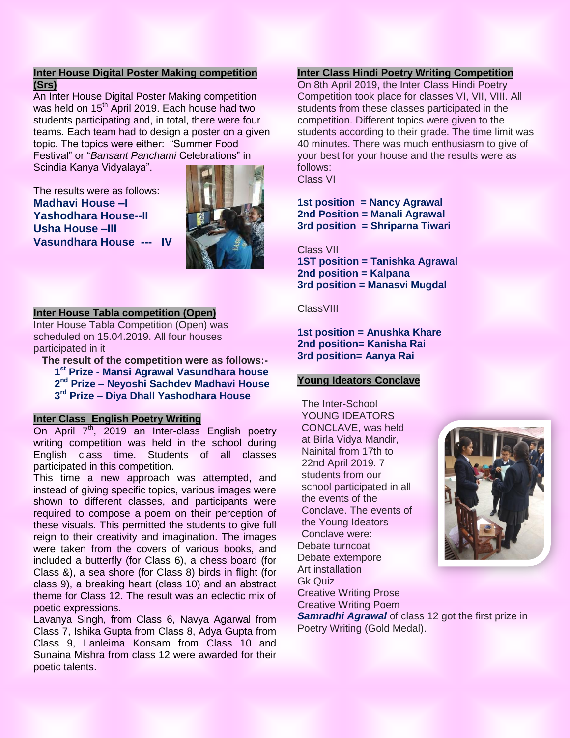## Inter House Digital Poster Making competition (Srs)

An Inter House Digital Poster Making competition was held on 15th April 2019. Each house had two students participating and, in total, there were four teams. Each team had to design a poster on a given topic. The topics were either: "Summer Food Festival" or "*Bansant Panchami* Celebrations" in Scindia Kanya Vidyalaya".

The results were as follows:

**Madhavi House –I**
**Yashodhara House--II**
**Usha House –III**
**Vasundhara House --- IV**

## Inter House Tabla competition (Open)

Inter House Tabla Competition (Open) was scheduled on 15.04.2019. All four houses participated in it

**The result of the competition were as follows:-**

**1st Prize - Mansi Agrawal Vasundhara house**
**2nd Prize – Neyoshi Sachdev Madhavi House**
**3rd Prize – Diya Dhall Yashodhara House**

## Inter Class English Poetry Writing

On April 7th, 2019 an Inter-class English poetry writing competition was held in the school during English class time. Students of all classes participated in this competition.

This time a new approach was attempted, and instead of giving specific topics, various images were shown to different classes, and participants were required to compose a poem on their perception of these visuals. This permitted the students to give full reign to their creativity and imagination. The images were taken from the covers of various books, and included a butterfly (for Class 6), a chess board (for Class &), a sea shore (for Class 8) birds in flight (for class 9), a breaking heart (class 10) and an abstract theme for Class 12. The result was an eclectic mix of poetic expressions.

Lavanya Singh, from Class 6, Navya Agarwal from Class 7, Ishika Gupta from Class 8, Adya Gupta from Class 9, Lanleima Konsam from Class 10 and Sunaina Mishra from class 12 were awarded for their poetic talents.

## Inter Class Hindi Poetry Writing Competition

On 8th April 2019, the Inter Class Hindi Poetry Competition took place for classes VI, VII, VIII. All students from these classes participated in the competition. Different topics were given to the students according to their grade. The time limit was 40 minutes. There was much enthusiasm to give of your best for your house and the results were as follows:

Class VI

**1st position = Nancy Agrawal**
**2nd Position = Manali Agrawal**
**3rd position = Shriparna Tiwari**

Class VII

**1ST position = Tanishka Agrawal**
**2nd position = Kalpana**
**3rd position = Manasvi Mugdal**

ClassVIII

**1st position = Anushka Khare**
**2nd position= Kanisha Rai**
**3rd position= Aanya Rai**

## Young Ideators Conclave

The Inter-School YOUNG IDEATORS CONCLAVE, was held at Birla Vidya Mandir, Nainital from 17th to 22nd April 2019. 7 students from our school participated in all the events of the Conclave. The events of the Young Ideators Conclave were:

Debate turncoat
Debate extempore
Art installation
Gk Quiz
Creative Writing Prose
Creative Writing Poem

***Samradhi Agrawal*** of class 12 got the first prize in Poetry Writing (Gold Medal).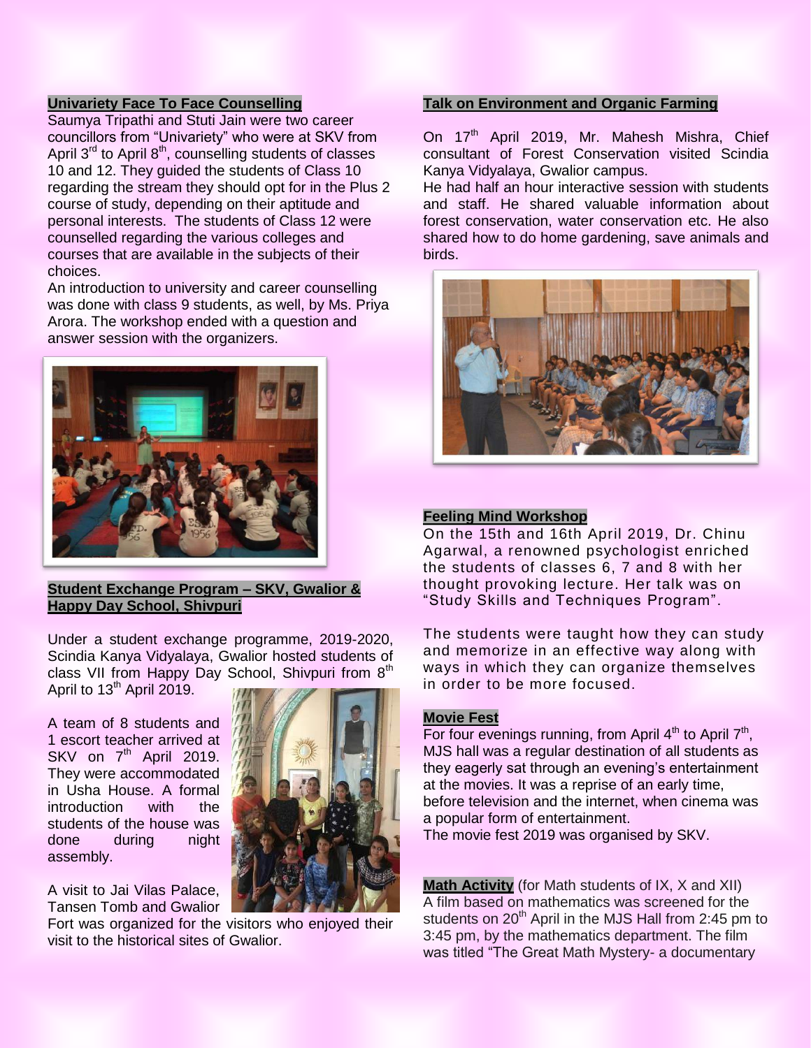## Univariety Face To Face Counselling

Saumya Tripathi and Stuti Jain were two career councillors from "Univariety" who were at SKV from April 3rd to April 8th, counselling students of classes 10 and 12. They guided the students of Class 10 regarding the stream they should opt for in the Plus 2 course of study, depending on their aptitude and personal interests. The students of Class 12 were counselled regarding the various colleges and courses that are available in the subjects of their choices.

An introduction to university and career counselling was done with class 9 students, as well, by Ms. Priya Arora. The workshop ended with a question and answer session with the organizers.

## Student Exchange Program – SKV, Gwalior & Happy Day School, Shivpuri

Under a student exchange programme, 2019-2020, Scindia Kanya Vidyalaya, Gwalior hosted students of class VII from Happy Day School, Shivpuri from 8th April to 13th April 2019.

A team of 8 students and 1 escort teacher arrived at SKV on 7th April 2019. They were accommodated in Usha House. A formal introduction with the students of the house was done during night assembly.

A visit to Jai Vilas Palace, Tansen Tomb and Gwalior Fort was organized for the visitors who enjoyed their visit to the historical sites of Gwalior.

## Talk on Environment and Organic Farming

On 17th April 2019, Mr. Mahesh Mishra, Chief consultant of Forest Conservation visited Scindia Kanya Vidyalaya, Gwalior campus.

He had half an hour interactive session with students and staff. He shared valuable information about forest conservation, water conservation etc. He also shared how to do home gardening, save animals and birds.

## Feeling Mind Workshop

On the 15th and 16th April 2019, Dr. Chinu Agarwal, a renowned psychologist enriched the students of classes 6, 7 and 8 with her thought provoking lecture. Her talk was on "Study Skills and Techniques Program".

The students were taught how they can study and memorize in an effective way along with ways in which they can organize themselves in order to be more focused.

## Movie Fest

For four evenings running, from April 4th to April 7th, MJS hall was a regular destination of all students as they eagerly sat through an evening's entertainment at the movies. It was a reprise of an early time, before television and the internet, when cinema was a popular form of entertainment.

The movie fest 2019 was organised by SKV.

**Math Activity** (for Math students of IX, X and XII)
A film based on mathematics was screened for the students on 20th April in the MJS Hall from 2:45 pm to 3:45 pm, by the mathematics department. The film was titled "The Great Math Mystery- a documentary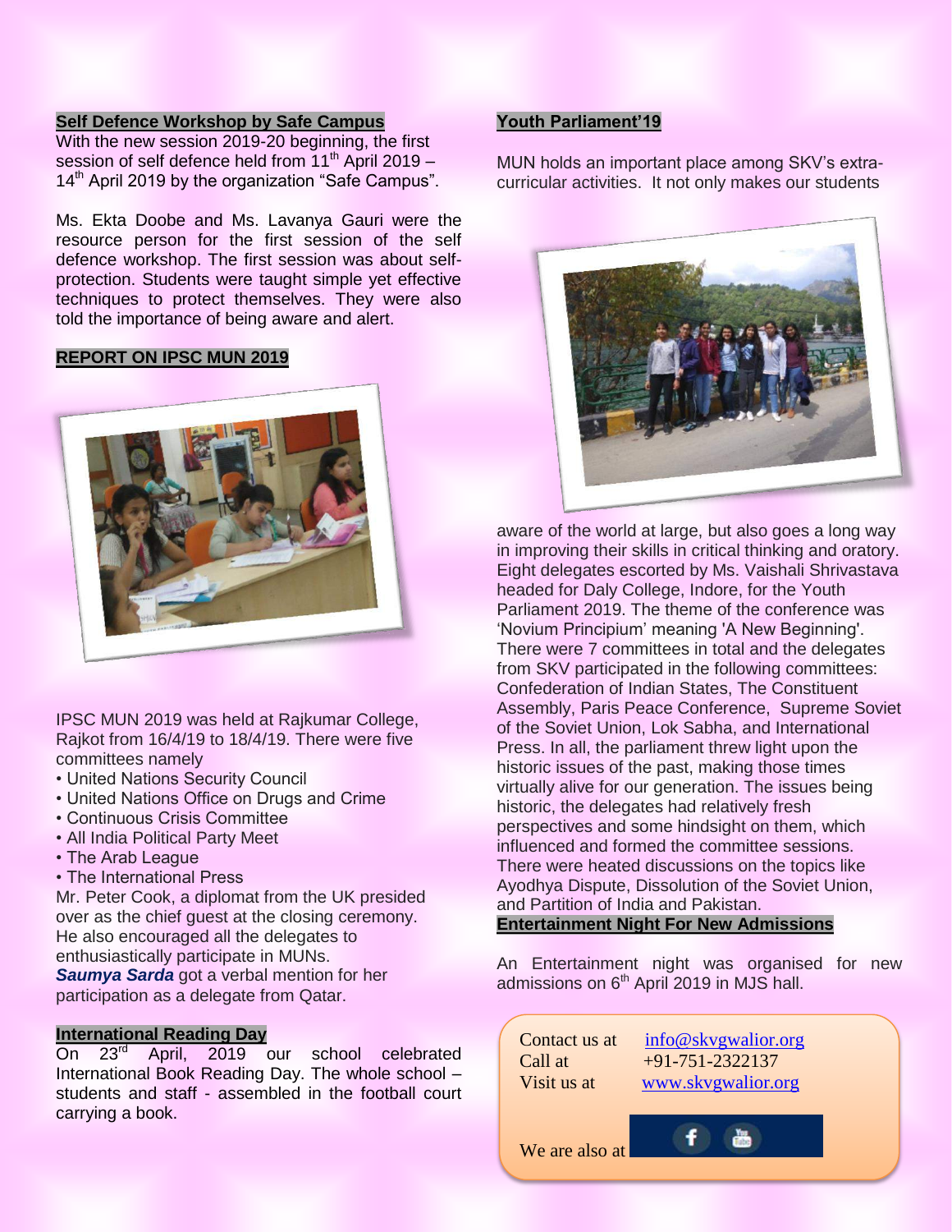## Self Defence Workshop by Safe Campus

With the new session 2019-20 beginning, the first session of self defence held from 11th April 2019 – 14th April 2019 by the organization "Safe Campus".

Ms. Ekta Doobe and Ms. Lavanya Gauri were the resource person for the first session of the self defence workshop. The first session was about self-protection. Students were taught simple yet effective techniques to protect themselves. They were also told the importance of being aware and alert.

## REPORT ON IPSC MUN 2019

IPSC MUN 2019 was held at Rajkumar College, Rajkot from 16/4/19 to 18/4/19. There were five committees namely

- United Nations Security Council
- United Nations Office on Drugs and Crime
- Continuous Crisis Committee
- All India Political Party Meet
- The Arab League
- The International Press

Mr. Peter Cook, a diplomat from the UK presided over as the chief guest at the closing ceremony. He also encouraged all the delegates to enthusiastically participate in MUNs.

***Saumya Sarda*** got a verbal mention for her participation as a delegate from Qatar.

## International Reading Day

On 23rd April, 2019 our school celebrated International Book Reading Day. The whole school – students and staff - assembled in the football court carrying a book.

## Youth Parliament'19

MUN holds an important place among SKV's extra-curricular activities. It not only makes our students aware of the world at large, but also goes a long way in improving their skills in critical thinking and oratory. Eight delegates escorted by Ms. Vaishali Shrivastava headed for Daly College, Indore, for the Youth Parliament 2019. The theme of the conference was 'Novium Principium' meaning 'A New Beginning'. There were 7 committees in total and the delegates from SKV participated in the following committees: Confederation of Indian States, The Constituent Assembly, Paris Peace Conference, Supreme Soviet of the Soviet Union, Lok Sabha, and International Press. In all, the parliament threw light upon the historic issues of the past, making those times virtually alive for our generation. The issues being historic, the delegates had relatively fresh perspectives and some hindsight on them, which influenced and formed the committee sessions. There were heated discussions on the topics like Ayodhya Dispute, Dissolution of the Soviet Union, and Partition of India and Pakistan.

## Entertainment Night For New Admissions

An Entertainment night was organised for new admissions on 6th April 2019 in MJS hall.

Contact us at info@skvgwalior.org
Call at +91-751-2322137
Visit us at www.skvgwalior.org

We are also at